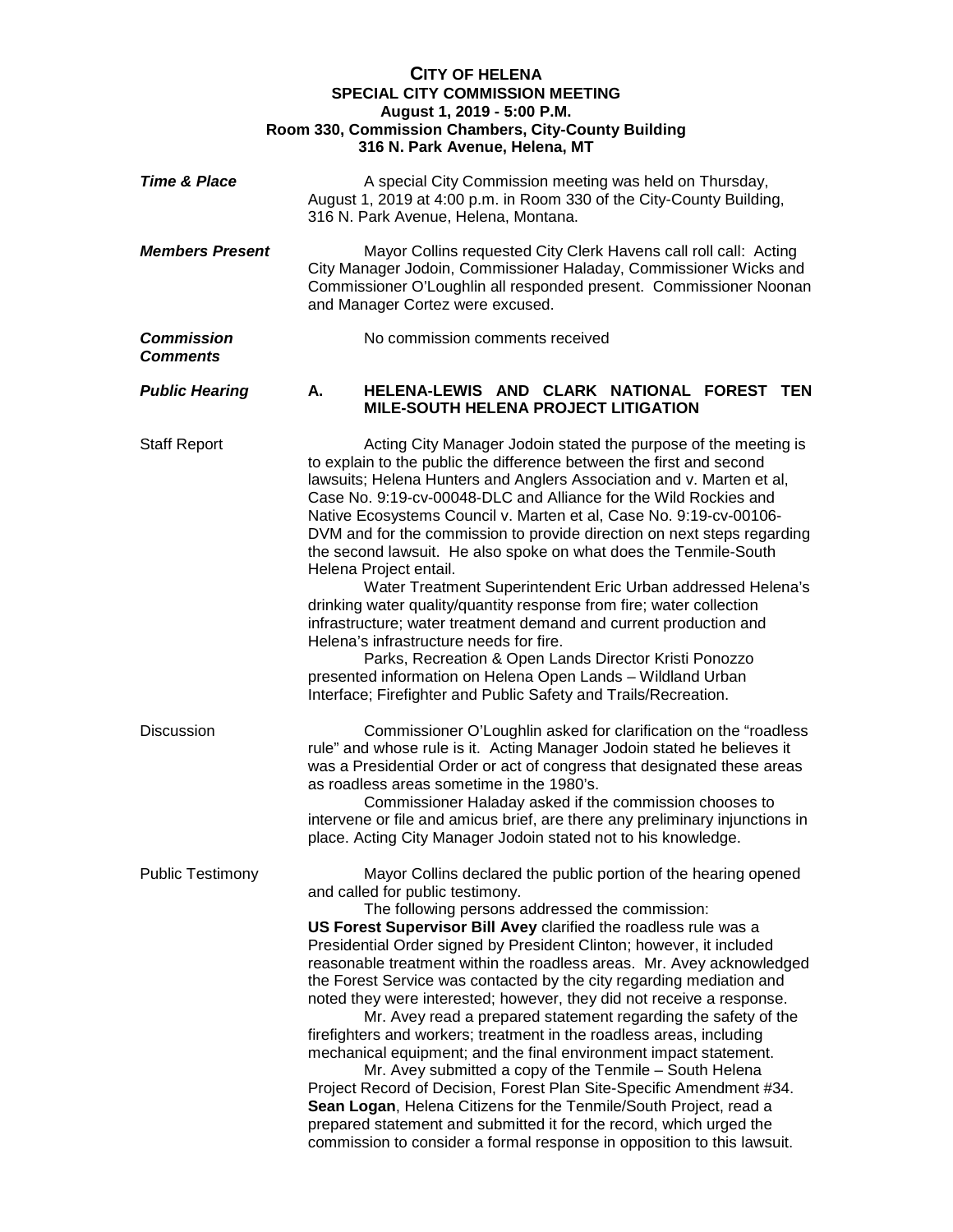# CITY OF HELENA
## SPECIAL CITY COMMISSION MEETING
### August 1, 2019 - 5:00 P.M.
### Room 330, Commission Chambers, City-County Building
### 316 N. Park Avenue, Helena, MT

***Time & Place***

A special City Commission meeting was held on Thursday, August 1, 2019 at 4:00 p.m. in Room 330 of the City-County Building, 316 N. Park Avenue, Helena, Montana.

***Members Present***

Mayor Collins requested City Clerk Havens call roll call: Acting City Manager Jodoin, Commissioner Haladay, Commissioner Wicks and Commissioner O'Loughlin all responded present. Commissioner Noonan and Manager Cortez were excused.

***Commission Comments***

No commission comments received

***Public Hearing***

**A. HELENA-LEWIS AND CLARK NATIONAL FOREST TEN MILE-SOUTH HELENA PROJECT LITIGATION**

Staff Report

Acting City Manager Jodoin stated the purpose of the meeting is to explain to the public the difference between the first and second lawsuits; Helena Hunters and Anglers Association and v. Marten et al, Case No. 9:19-cv-00048-DLC and Alliance for the Wild Rockies and Native Ecosystems Council v. Marten et al, Case No. 9:19-cv-00106-DVM and for the commission to provide direction on next steps regarding the second lawsuit. He also spoke on what does the Tenmile-South Helena Project entail.

Water Treatment Superintendent Eric Urban addressed Helena's drinking water quality/quantity response from fire; water collection infrastructure; water treatment demand and current production and Helena's infrastructure needs for fire.

Parks, Recreation & Open Lands Director Kristi Ponozzo presented information on Helena Open Lands – Wildland Urban Interface; Firefighter and Public Safety and Trails/Recreation.

Discussion

Commissioner O'Loughlin asked for clarification on the "roadless rule" and whose rule is it. Acting Manager Jodoin stated he believes it was a Presidential Order or act of congress that designated these areas as roadless areas sometime in the 1980's.

Commissioner Haladay asked if the commission chooses to intervene or file and amicus brief, are there any preliminary injunctions in place. Acting City Manager Jodoin stated not to his knowledge.

Public Testimony

Mayor Collins declared the public portion of the hearing opened and called for public testimony.

The following persons addressed the commission:

**US Forest Supervisor Bill Avey** clarified the roadless rule was a Presidential Order signed by President Clinton; however, it included reasonable treatment within the roadless areas. Mr. Avey acknowledged the Forest Service was contacted by the city regarding mediation and noted they were interested; however, they did not receive a response.

Mr. Avey read a prepared statement regarding the safety of the firefighters and workers; treatment in the roadless areas, including mechanical equipment; and the final environment impact statement.

Mr. Avey submitted a copy of the Tenmile – South Helena Project Record of Decision, Forest Plan Site-Specific Amendment #34.

**Sean Logan**, Helena Citizens for the Tenmile/South Project, read a prepared statement and submitted it for the record, which urged the commission to consider a formal response in opposition to this lawsuit.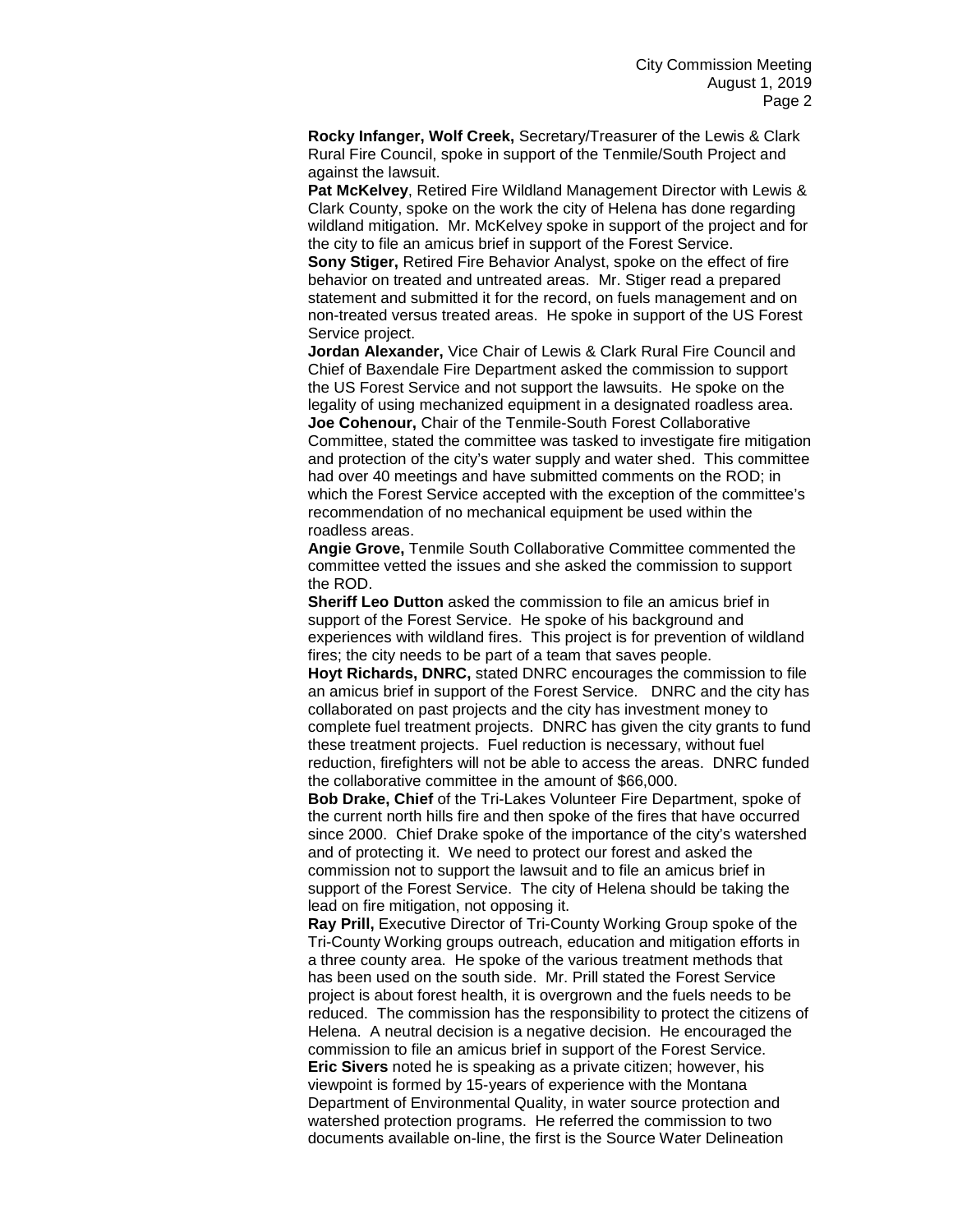**Rocky Infanger, Wolf Creek,** Secretary/Treasurer of the Lewis & Clark Rural Fire Council, spoke in support of the Tenmile/South Project and against the lawsuit.

**Pat McKelvey**, Retired Fire Wildland Management Director with Lewis & Clark County, spoke on the work the city of Helena has done regarding wildland mitigation. Mr. McKelvey spoke in support of the project and for the city to file an amicus brief in support of the Forest Service.

**Sony Stiger,** Retired Fire Behavior Analyst, spoke on the effect of fire behavior on treated and untreated areas. Mr. Stiger read a prepared statement and submitted it for the record, on fuels management and on non-treated versus treated areas. He spoke in support of the US Forest Service project.

**Jordan Alexander,** Vice Chair of Lewis & Clark Rural Fire Council and Chief of Baxendale Fire Department asked the commission to support the US Forest Service and not support the lawsuits. He spoke on the legality of using mechanized equipment in a designated roadless area.

**Joe Cohenour,** Chair of the Tenmile-South Forest Collaborative Committee, stated the committee was tasked to investigate fire mitigation and protection of the city's water supply and water shed. This committee had over 40 meetings and have submitted comments on the ROD; in which the Forest Service accepted with the exception of the committee's recommendation of no mechanical equipment be used within the roadless areas.

**Angie Grove,** Tenmile South Collaborative Committee commented the committee vetted the issues and she asked the commission to support the ROD.

**Sheriff Leo Dutton** asked the commission to file an amicus brief in support of the Forest Service. He spoke of his background and experiences with wildland fires. This project is for prevention of wildland fires; the city needs to be part of a team that saves people.

**Hoyt Richards, DNRC,** stated DNRC encourages the commission to file an amicus brief in support of the Forest Service. DNRC and the city has collaborated on past projects and the city has investment money to complete fuel treatment projects. DNRC has given the city grants to fund these treatment projects. Fuel reduction is necessary, without fuel reduction, firefighters will not be able to access the areas. DNRC funded the collaborative committee in the amount of $66,000.

**Bob Drake, Chief** of the Tri-Lakes Volunteer Fire Department, spoke of the current north hills fire and then spoke of the fires that have occurred since 2000. Chief Drake spoke of the importance of the city's watershed and of protecting it. We need to protect our forest and asked the commission not to support the lawsuit and to file an amicus brief in support of the Forest Service. The city of Helena should be taking the lead on fire mitigation, not opposing it.

**Ray Prill,** Executive Director of Tri-County Working Group spoke of the Tri-County Working groups outreach, education and mitigation efforts in a three county area. He spoke of the various treatment methods that has been used on the south side. Mr. Prill stated the Forest Service project is about forest health, it is overgrown and the fuels needs to be reduced. The commission has the responsibility to protect the citizens of Helena. A neutral decision is a negative decision. He encouraged the commission to file an amicus brief in support of the Forest Service.

**Eric Sivers** noted he is speaking as a private citizen; however, his viewpoint is formed by 15-years of experience with the Montana Department of Environmental Quality, in water source protection and watershed protection programs. He referred the commission to two documents available on-line, the first is the Source Water Delineation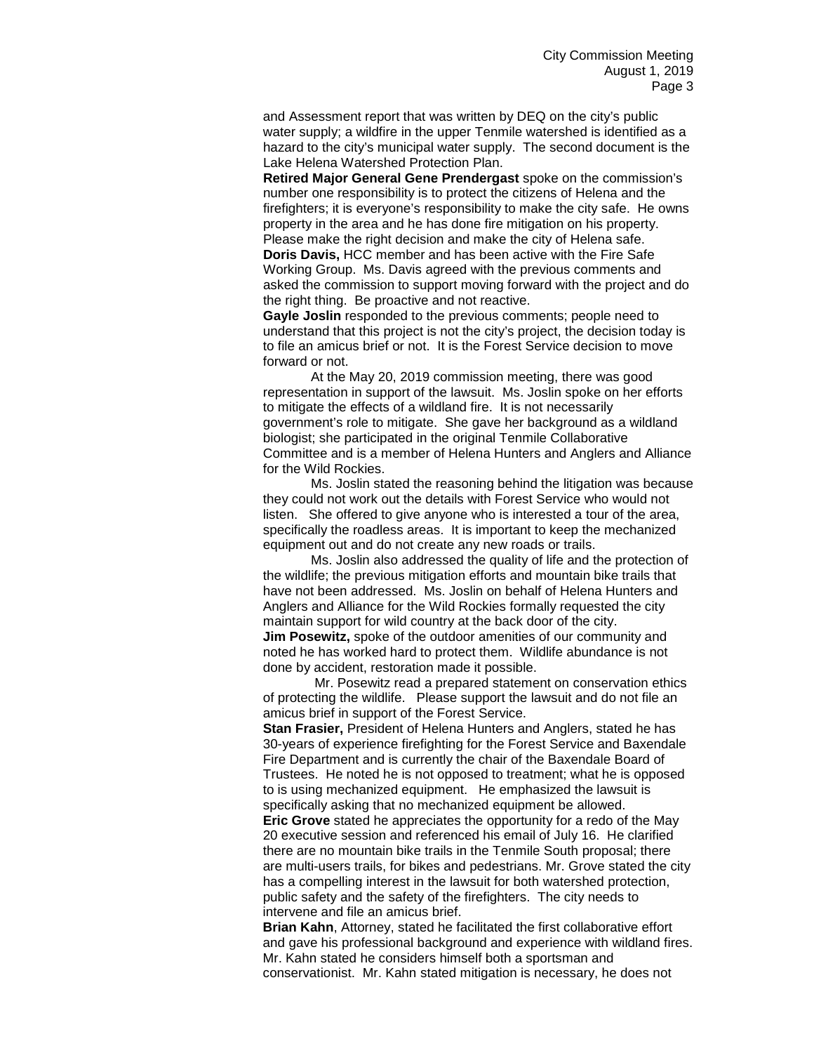and Assessment report that was written by DEQ on the city's public water supply; a wildfire in the upper Tenmile watershed is identified as a hazard to the city's municipal water supply. The second document is the Lake Helena Watershed Protection Plan.

**Retired Major General Gene Prendergast** spoke on the commission's number one responsibility is to protect the citizens of Helena and the firefighters; it is everyone's responsibility to make the city safe. He owns property in the area and he has done fire mitigation on his property. Please make the right decision and make the city of Helena safe.

**Doris Davis,** HCC member and has been active with the Fire Safe Working Group. Ms. Davis agreed with the previous comments and asked the commission to support moving forward with the project and do the right thing. Be proactive and not reactive.

**Gayle Joslin** responded to the previous comments; people need to understand that this project is not the city's project, the decision today is to file an amicus brief or not. It is the Forest Service decision to move forward or not.

At the May 20, 2019 commission meeting, there was good representation in support of the lawsuit. Ms. Joslin spoke on her efforts to mitigate the effects of a wildland fire. It is not necessarily government's role to mitigate. She gave her background as a wildland biologist; she participated in the original Tenmile Collaborative Committee and is a member of Helena Hunters and Anglers and Alliance for the Wild Rockies.

Ms. Joslin stated the reasoning behind the litigation was because they could not work out the details with Forest Service who would not listen. She offered to give anyone who is interested a tour of the area, specifically the roadless areas. It is important to keep the mechanized equipment out and do not create any new roads or trails.

Ms. Joslin also addressed the quality of life and the protection of the wildlife; the previous mitigation efforts and mountain bike trails that have not been addressed. Ms. Joslin on behalf of Helena Hunters and Anglers and Alliance for the Wild Rockies formally requested the city maintain support for wild country at the back door of the city.

**Jim Posewitz,** spoke of the outdoor amenities of our community and noted he has worked hard to protect them. Wildlife abundance is not done by accident, restoration made it possible.

Mr. Posewitz read a prepared statement on conservation ethics of protecting the wildlife. Please support the lawsuit and do not file an amicus brief in support of the Forest Service.

**Stan Frasier,** President of Helena Hunters and Anglers, stated he has 30-years of experience firefighting for the Forest Service and Baxendale Fire Department and is currently the chair of the Baxendale Board of Trustees. He noted he is not opposed to treatment; what he is opposed to is using mechanized equipment. He emphasized the lawsuit is specifically asking that no mechanized equipment be allowed.

**Eric Grove** stated he appreciates the opportunity for a redo of the May 20 executive session and referenced his email of July 16. He clarified there are no mountain bike trails in the Tenmile South proposal; there are multi-users trails, for bikes and pedestrians. Mr. Grove stated the city has a compelling interest in the lawsuit for both watershed protection, public safety and the safety of the firefighters. The city needs to intervene and file an amicus brief.

**Brian Kahn**, Attorney, stated he facilitated the first collaborative effort and gave his professional background and experience with wildland fires. Mr. Kahn stated he considers himself both a sportsman and conservationist. Mr. Kahn stated mitigation is necessary, he does not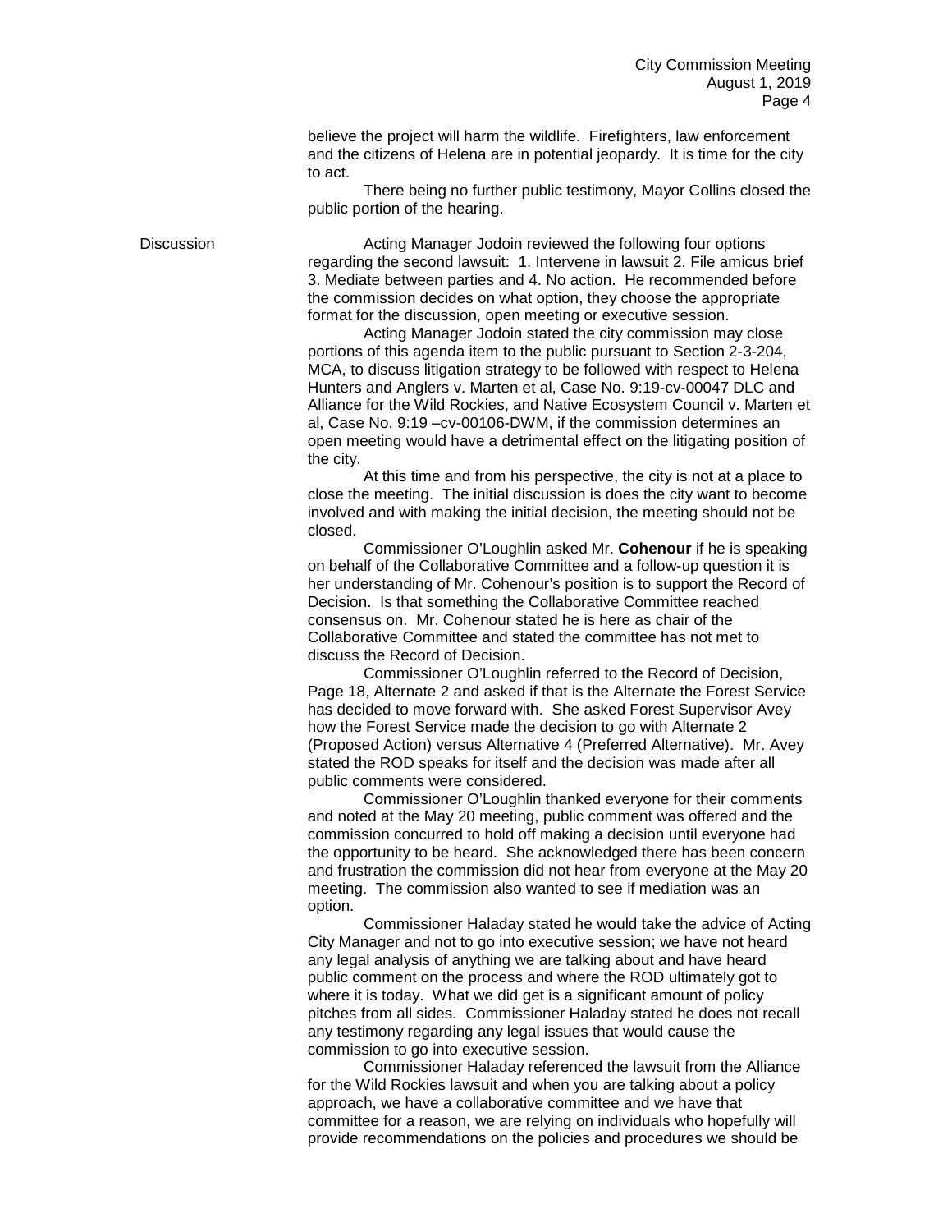believe the project will harm the wildlife. Firefighters, law enforcement and the citizens of Helena are in potential jeopardy. It is time for the city to act.

There being no further public testimony, Mayor Collins closed the public portion of the hearing.

Discussion

Acting Manager Jodoin reviewed the following four options regarding the second lawsuit: 1. Intervene in lawsuit 2. File amicus brief 3. Mediate between parties and 4. No action. He recommended before the commission decides on what option, they choose the appropriate format for the discussion, open meeting or executive session.

Acting Manager Jodoin stated the city commission may close portions of this agenda item to the public pursuant to Section 2-3-204, MCA, to discuss litigation strategy to be followed with respect to Helena Hunters and Anglers v. Marten et al, Case No. 9:19-cv-00047 DLC and Alliance for the Wild Rockies, and Native Ecosystem Council v. Marten et al, Case No. 9:19 –cv-00106-DWM, if the commission determines an open meeting would have a detrimental effect on the litigating position of the city.

At this time and from his perspective, the city is not at a place to close the meeting. The initial discussion is does the city want to become involved and with making the initial decision, the meeting should not be closed.

Commissioner O'Loughlin asked Mr. **Cohenour** if he is speaking on behalf of the Collaborative Committee and a follow-up question it is her understanding of Mr. Cohenour's position is to support the Record of Decision. Is that something the Collaborative Committee reached consensus on. Mr. Cohenour stated he is here as chair of the Collaborative Committee and stated the committee has not met to discuss the Record of Decision.

Commissioner O'Loughlin referred to the Record of Decision, Page 18, Alternate 2 and asked if that is the Alternate the Forest Service has decided to move forward with. She asked Forest Supervisor Avey how the Forest Service made the decision to go with Alternate 2 (Proposed Action) versus Alternative 4 (Preferred Alternative). Mr. Avey stated the ROD speaks for itself and the decision was made after all public comments were considered.

Commissioner O'Loughlin thanked everyone for their comments and noted at the May 20 meeting, public comment was offered and the commission concurred to hold off making a decision until everyone had the opportunity to be heard. She acknowledged there has been concern and frustration the commission did not hear from everyone at the May 20 meeting. The commission also wanted to see if mediation was an option.

Commissioner Haladay stated he would take the advice of Acting City Manager and not to go into executive session; we have not heard any legal analysis of anything we are talking about and have heard public comment on the process and where the ROD ultimately got to where it is today. What we did get is a significant amount of policy pitches from all sides. Commissioner Haladay stated he does not recall any testimony regarding any legal issues that would cause the commission to go into executive session.

Commissioner Haladay referenced the lawsuit from the Alliance for the Wild Rockies lawsuit and when you are talking about a policy approach, we have a collaborative committee and we have that committee for a reason, we are relying on individuals who hopefully will provide recommendations on the policies and procedures we should be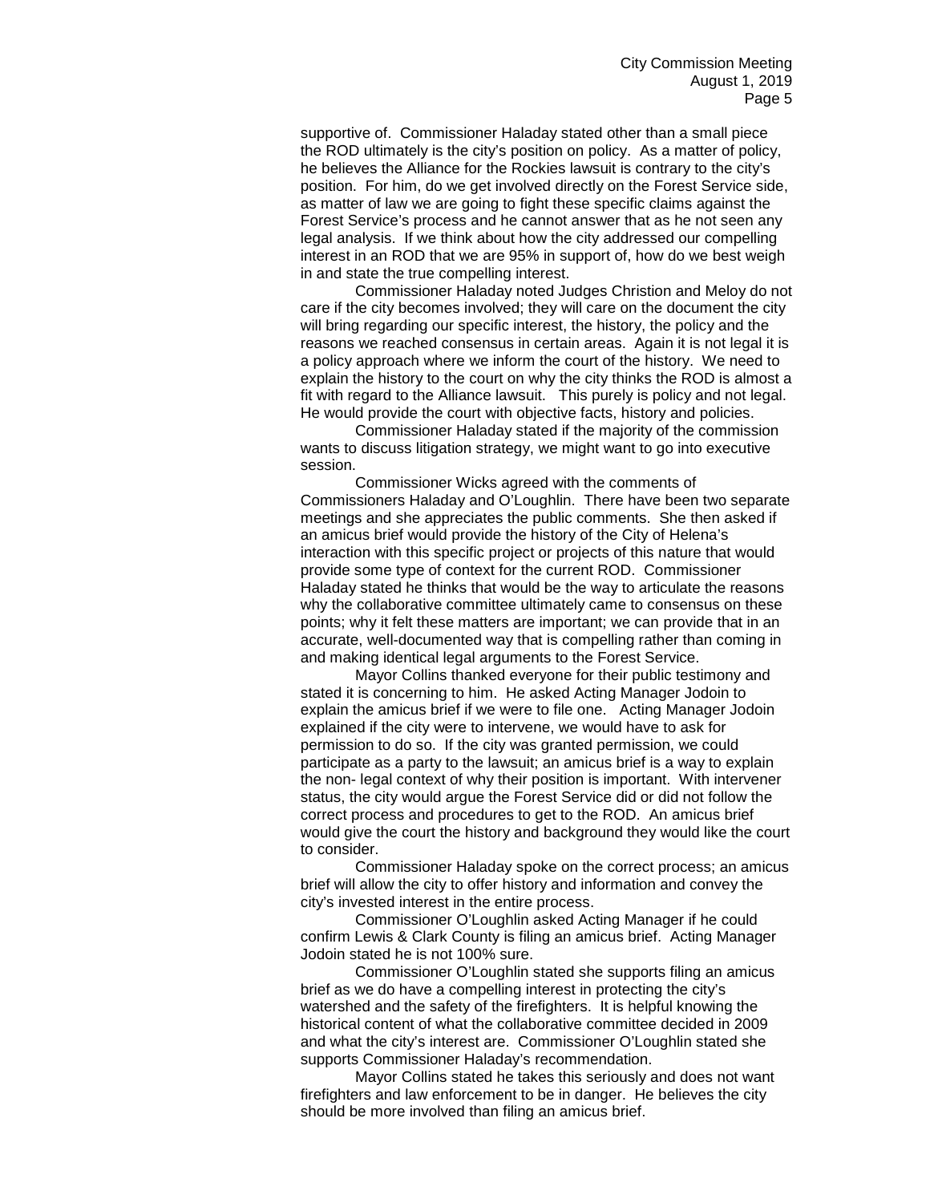supportive of. Commissioner Haladay stated other than a small piece the ROD ultimately is the city's position on policy. As a matter of policy, he believes the Alliance for the Rockies lawsuit is contrary to the city's position. For him, do we get involved directly on the Forest Service side, as matter of law we are going to fight these specific claims against the Forest Service's process and he cannot answer that as he not seen any legal analysis. If we think about how the city addressed our compelling interest in an ROD that we are 95% in support of, how do we best weigh in and state the true compelling interest.

Commissioner Haladay noted Judges Christion and Meloy do not care if the city becomes involved; they will care on the document the city will bring regarding our specific interest, the history, the policy and the reasons we reached consensus in certain areas. Again it is not legal it is a policy approach where we inform the court of the history. We need to explain the history to the court on why the city thinks the ROD is almost a fit with regard to the Alliance lawsuit. This purely is policy and not legal. He would provide the court with objective facts, history and policies.

Commissioner Haladay stated if the majority of the commission wants to discuss litigation strategy, we might want to go into executive session.

Commissioner Wicks agreed with the comments of Commissioners Haladay and O'Loughlin. There have been two separate meetings and she appreciates the public comments. She then asked if an amicus brief would provide the history of the City of Helena's interaction with this specific project or projects of this nature that would provide some type of context for the current ROD. Commissioner Haladay stated he thinks that would be the way to articulate the reasons why the collaborative committee ultimately came to consensus on these points; why it felt these matters are important; we can provide that in an accurate, well-documented way that is compelling rather than coming in and making identical legal arguments to the Forest Service.

Mayor Collins thanked everyone for their public testimony and stated it is concerning to him. He asked Acting Manager Jodoin to explain the amicus brief if we were to file one. Acting Manager Jodoin explained if the city were to intervene, we would have to ask for permission to do so. If the city was granted permission, we could participate as a party to the lawsuit; an amicus brief is a way to explain the non- legal context of why their position is important. With intervener status, the city would argue the Forest Service did or did not follow the correct process and procedures to get to the ROD. An amicus brief would give the court the history and background they would like the court to consider.

Commissioner Haladay spoke on the correct process; an amicus brief will allow the city to offer history and information and convey the city's invested interest in the entire process.

Commissioner O'Loughlin asked Acting Manager if he could confirm Lewis & Clark County is filing an amicus brief. Acting Manager Jodoin stated he is not 100% sure.

Commissioner O'Loughlin stated she supports filing an amicus brief as we do have a compelling interest in protecting the city's watershed and the safety of the firefighters. It is helpful knowing the historical content of what the collaborative committee decided in 2009 and what the city's interest are. Commissioner O'Loughlin stated she supports Commissioner Haladay's recommendation.

Mayor Collins stated he takes this seriously and does not want firefighters and law enforcement to be in danger. He believes the city should be more involved than filing an amicus brief.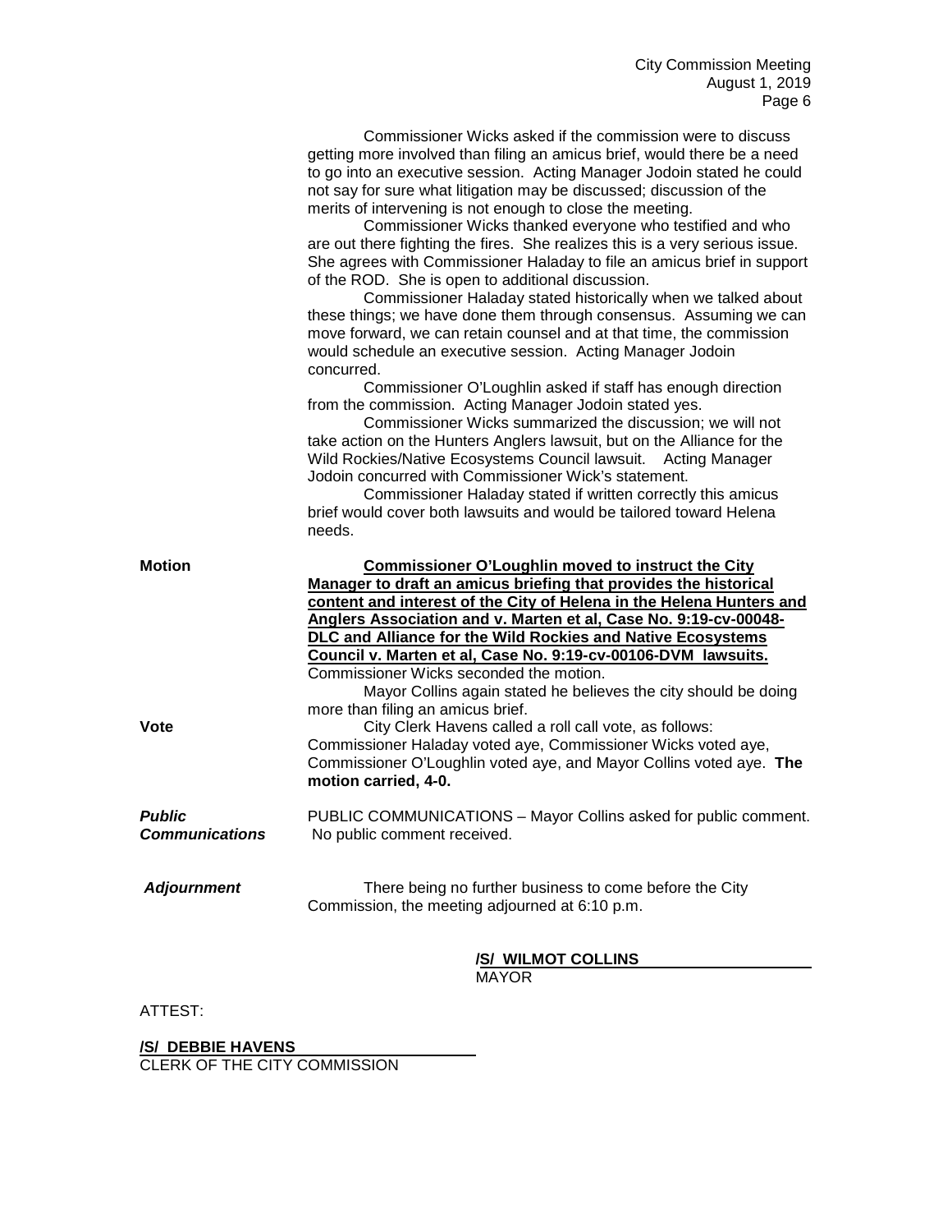Commissioner Wicks asked if the commission were to discuss getting more involved than filing an amicus brief, would there be a need to go into an executive session. Acting Manager Jodoin stated he could not say for sure what litigation may be discussed; discussion of the merits of intervening is not enough to close the meeting.

Commissioner Wicks thanked everyone who testified and who are out there fighting the fires. She realizes this is a very serious issue. She agrees with Commissioner Haladay to file an amicus brief in support of the ROD. She is open to additional discussion.

Commissioner Haladay stated historically when we talked about these things; we have done them through consensus. Assuming we can move forward, we can retain counsel and at that time, the commission would schedule an executive session. Acting Manager Jodoin concurred.

Commissioner O'Loughlin asked if staff has enough direction from the commission. Acting Manager Jodoin stated yes.

Commissioner Wicks summarized the discussion; we will not take action on the Hunters Anglers lawsuit, but on the Alliance for the Wild Rockies/Native Ecosystems Council lawsuit. Acting Manager Jodoin concurred with Commissioner Wick's statement.

Commissioner Haladay stated if written correctly this amicus brief would cover both lawsuits and would be tailored toward Helena needs.

**Motion**

**Commissioner O'Loughlin moved to instruct the City Manager to draft an amicus briefing that provides the historical content and interest of the City of Helena in the Helena Hunters and Anglers Association and v. Marten et al, Case No. 9:19-cv-00048-DLC and Alliance for the Wild Rockies and Native Ecosystems Council v. Marten et al, Case No. 9:19-cv-00106-DVM lawsuits.** Commissioner Wicks seconded the motion.

Mayor Collins again stated he believes the city should be doing more than filing an amicus brief.

**Vote**

City Clerk Havens called a roll call vote, as follows: Commissioner Haladay voted aye, Commissioner Wicks voted aye, Commissioner O'Loughlin voted aye, and Mayor Collins voted aye. **The motion carried, 4-0.**

***Public Communications***

PUBLIC COMMUNICATIONS – Mayor Collins asked for public comment. No public comment received.

***Adjournment***

There being no further business to come before the City Commission, the meeting adjourned at 6:10 p.m.

**/S/ WILMOT COLLINS**
MAYOR

ATTEST:

**/S/ DEBBIE HAVENS**
CLERK OF THE CITY COMMISSION